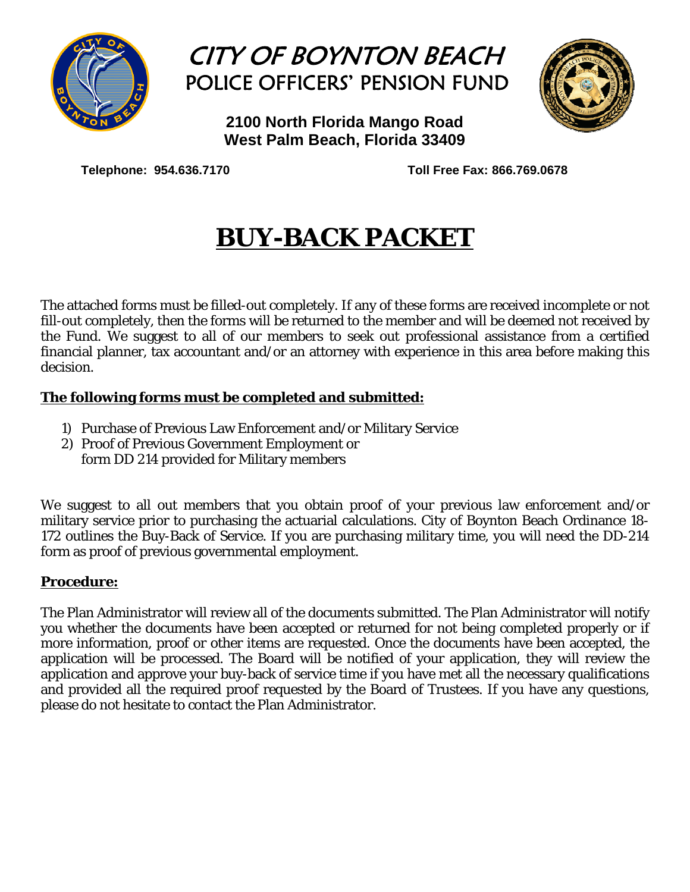# CITY OF BOYNTON BEACH
## POLICE OFFICERS' PENSION FUND

**2100 North Florida Mango Road**
**West Palm Beach, Florida 33409**

**Telephone: 954.636.7170** **Toll Free Fax: 866.769.0678**

# BUY-BACK PACKET

The attached forms must be filled-out completely. If any of these forms are received incomplete or not fill-out completely, then the forms will be returned to the member and will be deemed not received by the Fund. We suggest to all of our members to seek out professional assistance from a certified financial planner, tax accountant and/or an attorney with experience in this area before making this decision.

**The following forms must be completed and submitted:**

1) Purchase of Previous Law Enforcement and/or Military Service
2) Proof of Previous Government Employment or
   form DD 214 provided for Military members

We suggest to all out members that you obtain proof of your previous law enforcement and/or military service prior to purchasing the actuarial calculations. City of Boynton Beach Ordinance 18-172 outlines the Buy-Back of Service. If you are purchasing military time, you will need the DD-214 form as proof of previous governmental employment.

**Procedure:**

The Plan Administrator will review all of the documents submitted. The Plan Administrator will notify you whether the documents have been accepted or returned for not being completed properly or if more information, proof or other items are requested. Once the documents have been accepted, the application will be processed. The Board will be notified of your application, they will review the application and approve your buy-back of service time if you have met all the necessary qualifications and provided all the required proof requested by the Board of Trustees. If you have any questions, please do not hesitate to contact the Plan Administrator.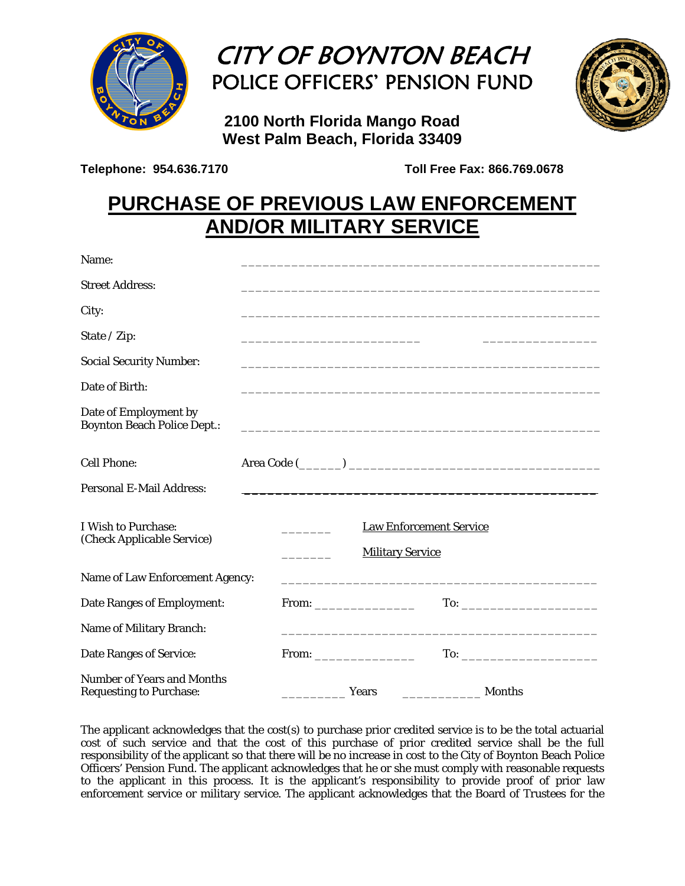# CITY OF BOYNTON BEACH
## POLICE OFFICERS' PENSION FUND

**2100 North Florida Mango Road**
**West Palm Beach, Florida 33409**

**Telephone: 954.636.7170** **Toll Free Fax: 866.769.0678**

# PURCHASE OF PREVIOUS LAW ENFORCEMENT AND/OR MILITARY SERVICE

| | |
|---|---|
| Name: | ________________________________________________ |
| Street Address: | ________________________________________________ |
| City: | ________________________________________________ |
| State / Zip: | ________________________ _______________ |
| Social Security Number: | ________________________________________________ |
| Date of Birth: | ________________________________________________ |
| Date of Employment by Boynton Beach Police Dept.: | ________________________________________________ |
| Cell Phone: | Area Code (______) __________________________________ |
| Personal E-Mail Address: | ________________________________________________ |
| I Wish to Purchase: (Check Applicable Service) | _______ Law Enforcement Service<br>_______ Military Service |
| Name of Law Enforcement Agency: | __________________________________________ |
| Date Ranges of Employment: | From: ______________ To: ___________________ |
| Name of Military Branch: | __________________________________________ |
| Date Ranges of Service: | From: ______________ To: ___________________ |
| Number of Years and Months Requesting to Purchase: | _________ Years ___________ Months |

The applicant acknowledges that the cost(s) to purchase prior credited service is to be the total actuarial cost of such service and that the cost of this purchase of prior credited service shall be the full responsibility of the applicant so that there will be no increase in cost to the City of Boynton Beach Police Officers' Pension Fund. The applicant acknowledges that he or she must comply with reasonable requests to the applicant in this process. It is the applicant's responsibility to provide proof of prior law enforcement service or military service. The applicant acknowledges that the Board of Trustees for the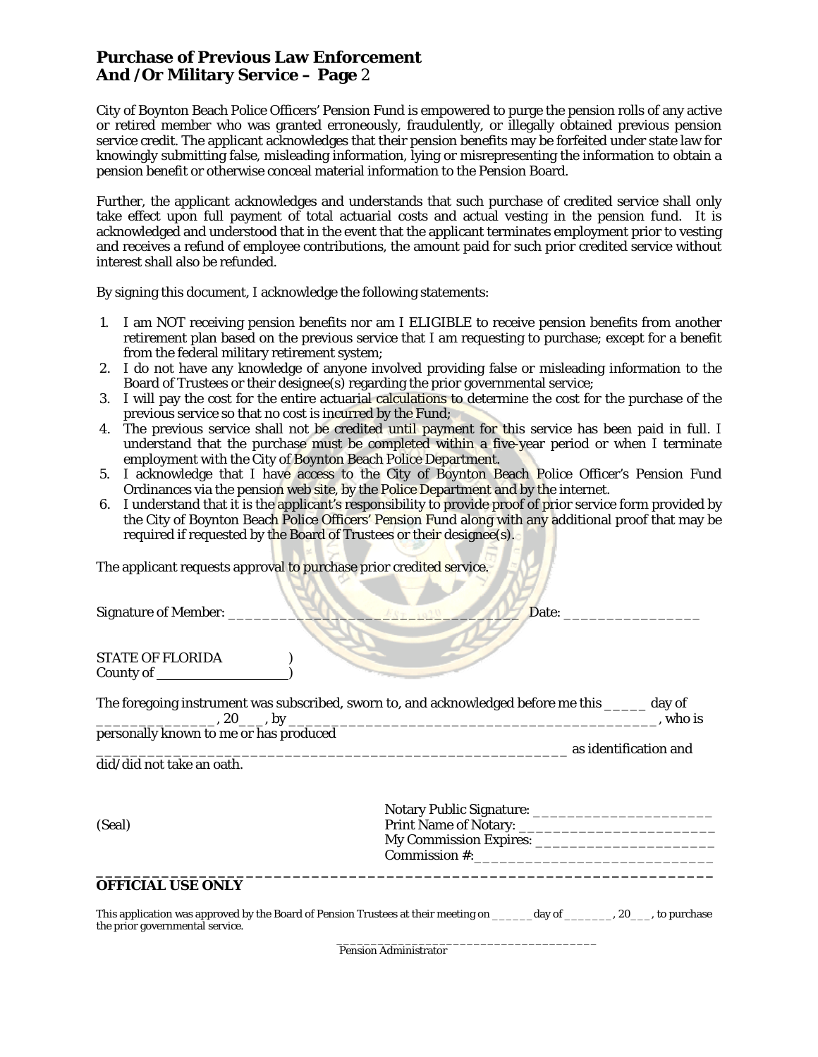## Purchase of Previous Law Enforcement And /Or Military Service – Page 2

City of Boynton Beach Police Officers' Pension Fund is empowered to purge the pension rolls of any active or retired member who was granted erroneously, fraudulently, or illegally obtained previous pension service credit. The applicant acknowledges that their pension benefits may be forfeited under state law for knowingly submitting false, misleading information, lying or misrepresenting the information to obtain a pension benefit or otherwise conceal material information to the Pension Board.

Further, the applicant acknowledges and understands that such purchase of credited service shall only take effect upon full payment of total actuarial costs and actual vesting in the pension fund. It is acknowledged and understood that in the event that the applicant terminates employment prior to vesting and receives a refund of employee contributions, the amount paid for such prior credited service without interest shall also be refunded.

By signing this document, I acknowledge the following statements:

1. I am NOT receiving pension benefits nor am I ELIGIBLE to receive pension benefits from another retirement plan based on the previous service that I am requesting to purchase; except for a benefit from the federal military retirement system;
2. I do not have any knowledge of anyone involved providing false or misleading information to the Board of Trustees or their designee(s) regarding the prior governmental service;
3. I will pay the cost for the entire actuarial calculations to determine the cost for the purchase of the previous service so that no cost is incurred by the Fund;
4. The previous service shall not be credited until payment for this service has been paid in full. I understand that the purchase must be completed within a five-year period or when I terminate employment with the City of Boynton Beach Police Department.
5. I acknowledge that I have access to the City of Boynton Beach Police Officer's Pension Fund Ordinances via the pension web site, by the Police Department and by the internet.
6. I understand that it is the applicant's responsibility to provide proof of prior service form provided by the City of Boynton Beach Police Officers' Pension Fund along with any additional proof that may be required if requested by the Board of Trustees or their designee(s).

The applicant requests approval to purchase prior credited service.

Signature of Member: ___________________________________ Date: _________________

STATE OF FLORIDA )
County of __________________)

The foregoing instrument was subscribed, sworn to, and acknowledged before me this _____ day of _______________, 20___, by ___________________________________________, who is personally known to me or has produced ________________________________________________________ as identification and did/did not take an oath.

(Seal)

Notary Public Signature: ______________________
Print Name of Notary: ________________________
My Commission Expires: ______________________
Commission #:____________________________

**OFFICIAL USE ONLY**

This application was approved by the Board of Pension Trustees at their meeting on ______ day of _______, 20___, to purchase the prior governmental service.

_______________________________________
Pension Administrator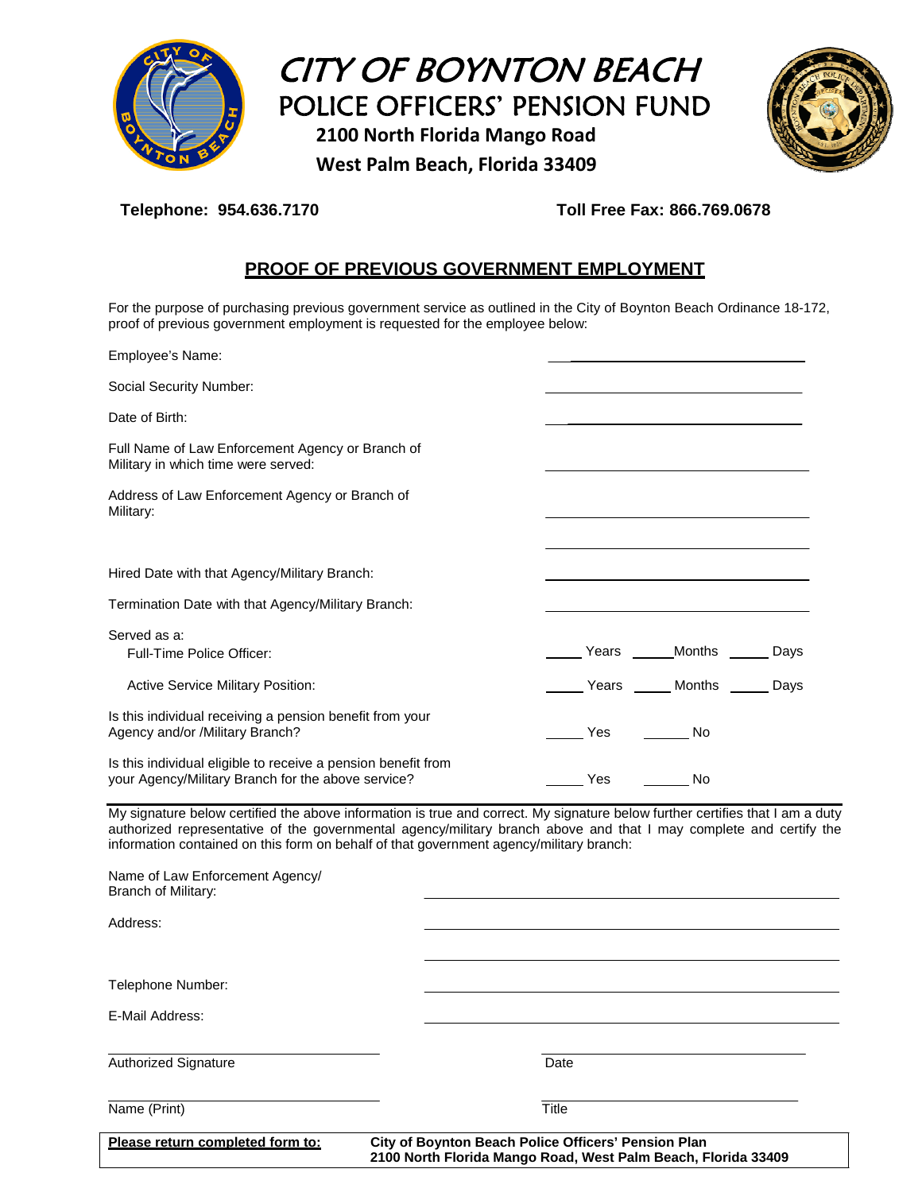# CITY OF BOYNTON BEACH

## POLICE OFFICERS' PENSION FUND

**2100 North Florida Mango Road**

**West Palm Beach, Florida 33409**

**Telephone: 954.636.7170** **Toll Free Fax: 866.769.0678**

## PROOF OF PREVIOUS GOVERNMENT EMPLOYMENT

For the purpose of purchasing previous government service as outlined in the City of Boynton Beach Ordinance 18-172, proof of previous government employment is requested for the employee below:

Employee's Name: ______________________________

Social Security Number: ______________________________

Date of Birth: ______________________________

Full Name of Law Enforcement Agency or Branch of Military in which time were served: ______________________________

Address of Law Enforcement Agency or Branch of Military: ______________________________

______________________________

Hired Date with that Agency/Military Branch: ______________________________

Termination Date with that Agency/Military Branch: ______________________________

Served as a:

Full-Time Police Officer: _____ Years _____ Months _____ Days

Active Service Military Position: _____ Years _____ Months _____ Days

Is this individual receiving a pension benefit from your Agency and/or /Military Branch? _____ Yes _____ No

Is this individual eligible to receive a pension benefit from your Agency/Military Branch for the above service? _____ Yes _____ No

My signature below certified the above information is true and correct. My signature below further certifies that I am a duty authorized representative of the governmental agency/military branch above and that I may complete and certify the information contained on this form on behalf of that government agency/military branch:

Name of Law Enforcement Agency/ Branch of Military: ______________________________

Address: ______________________________

______________________________

Telephone Number: ______________________________

E-Mail Address: ______________________________

______________________________ ______________________________
Authorized Signature Date

______________________________ ______________________________
Name (Print) Title

**Please return completed form to:** **City of Boynton Beach Police Officers' Pension Plan**
**2100 North Florida Mango Road, West Palm Beach, Florida 33409**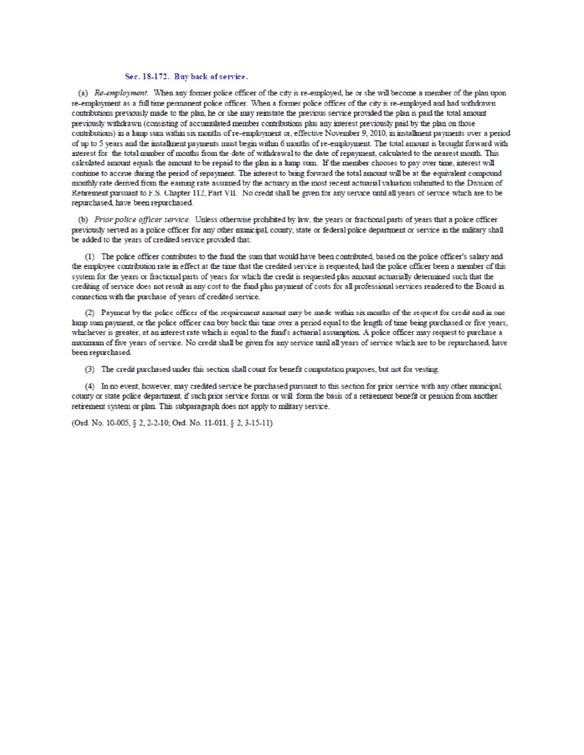### Sec. 18-172. Buy back of service.

(a) *Re-employment.* When any former police officer of the city is re-employed, he or she will become a member of the plan upon re-employment as a full time permanent police officer. When a former police officer of the city is re-employed and had withdrawn contributions previously made to the plan, he or she may reinstate the previous service provided the plan is paid the total amount previously withdrawn (consisting of accumulated member contributions plus any interest previously paid by the plan on those contributions) in a lump sum within six months of re-employment or, effective November 9, 2010, in installment payments over a period of up to 5 years and the installment payments must begin within 6 months of re-employment. The total amount is brought forward with interest for the total number of months from the date of withdrawal to the date of repayment, calculated to the nearest month. This calculated amount equals the amount to be repaid to the plan in a lump sum. If the member chooses to pay over time, interest will continue to accrue during the period of repayment. The interest to bring forward the total amount will be at the equivalent compound monthly rate derived from the earning rate assumed by the actuary in the most recent actuarial valuation submitted to the Division of Retirement pursuant to F.S. Chapter 112, Part VII. No credit shall be given for any service until all years of service which are to be repurchased, have been repurchased.

(b) *Prior police officer service.* Unless otherwise prohibited by law, the years or fractional parts of years that a police officer previously served as a police officer for any other municipal, county, state or federal police department or service in the military shall be added to the years of credited service provided that:

(1) The police officer contributes to the fund the sum that would have been contributed, based on the police officer's salary and the employee contribution rate in effect at the time that the credited service is requested, had the police officer been a member of this system for the years or fractional parts of years for which the credit is requested plus amount actuarially determined such that the crediting of service does not result in any cost to the fund plus payment of costs for all professional services rendered to the Board in connection with the purchase of years of credited service.

(2) Payment by the police officer of the requirement amount may be made within six months of the request for credit and in one lump sum payment, or the police officer can buy back this time over a period equal to the length of time being purchased or five years, whichever is greater, at an interest rate which is equal to the fund's actuarial assumption. A police officer may request to purchase a maximum of five years of service. No credit shall be given for any service until all years of service which are to be repurchased, have been repurchased.

(3) The credit purchased under this section shall count for benefit computation purposes, but not for vesting.

(4) In no event, however, may credited service be purchased pursuant to this section for prior service with any other municipal, county or state police department, if such prior service forms or will form the basis of a retirement benefit or pension from another retirement system or plan. This subparagraph does not apply to military service.

(Ord. No. 10-005, § 2, 2-2-10; Ord. No. 11-011, § 2, 3-15-11)